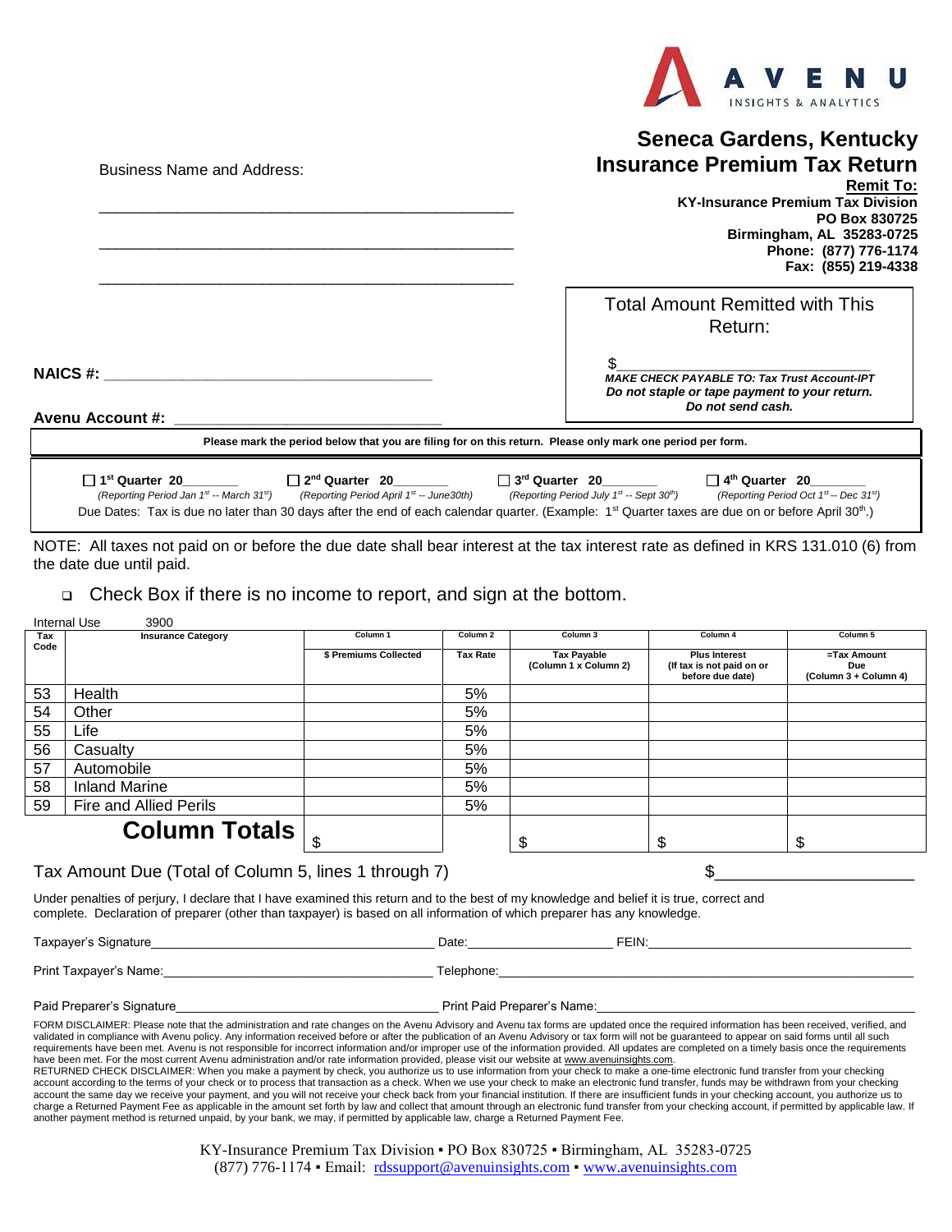AVENU INSIGHTS & ANALYTICS

# Seneca Gardens, Kentucky
# Insurance Premium Tax Return

Business Name and Address:

_______________________________________________

_______________________________________________

_______________________________________________

**Remit To:**
**KY-Insurance Premium Tax Division**
**PO Box 830725**
**Birmingham, AL 35283-0725**
**Phone: (877) 776-1174**
**Fax: (855) 219-4338**

**NAICS #:** _______________________________________

**Avenu Account #:** _______________________________

Total Amount Remitted with This Return:

$______________________________

***MAKE CHECK PAYABLE TO: Tax Trust Account-IPT***
***Do not staple or tape payment to your return.***
***Do not send cash.***

**Please mark the period below that you are filing for on this return. Please only mark one period per form.**

☐ **1st Quarter 20_______** *(Reporting Period Jan 1st -- March 31st)*
☐ **2nd Quarter 20_______** *(Reporting Period April 1st -- June30th)*
☐ **3rd Quarter 20_______** *(Reporting Period July 1st -- Sept 30th)*
☐ **4th Quarter 20_______** *(Reporting Period Oct 1st -- Dec 31st)*

Due Dates: Tax is due no later than 30 days after the end of each calendar quarter. (Example: 1st Quarter taxes are due on or before April 30th.)

NOTE: All taxes not paid on or before the due date shall bear interest at the tax interest rate as defined in KRS 131.010 (6) from the date due until paid.

❑ Check Box if there is no income to report, and sign at the bottom.

Internal Use 3900

| Tax Code | Insurance Category | Column 1<br>$ Premiums Collected | Column 2<br>Tax Rate | Column 3<br>Tax Payable (Column 1 x Column 2) | Column 4<br>Plus Interest (If tax is not paid on or before due date) | Column 5<br>=Tax Amount Due (Column 3 + Column 4) |
|---|---|---|---|---|---|---|
| 53 | Health | | 5% | | | |
| 54 | Other | | 5% | | | |
| 55 | Life | | 5% | | | |
| 56 | Casualty | | 5% | | | |
| 57 | Automobile | | 5% | | | |
| 58 | Inland Marine | | 5% | | | |
| 59 | Fire and Allied Perils | | 5% | | | |
| | **Column Totals** | $ | | $ | $ | $ |

Tax Amount Due (Total of Column 5, lines 1 through 7) $____________________

Under penalties of perjury, I declare that I have examined this return and to the best of my knowledge and belief it is true, correct and complete. Declaration of preparer (other than taxpayer) is based on all information of which preparer has any knowledge.

Taxpayer's Signature_______________________ Date:_______________ FEIN:_______________________

Print Taxpayer's Name:_______________________ Telephone:_______________________________

Paid Preparer's Signature_______________________ Print Paid Preparer's Name:_______________________

FORM DISCLAIMER: Please note that the administration and rate changes on the Avenu Advisory and Avenu tax forms are updated once the required information has been received, verified, and validated in compliance with Avenu policy. Any information received before or after the publication of an Avenu Advisory or tax form will not be guaranteed to appear on said forms until all such requirements have been met. Avenu is not responsible for incorrect information and/or improper use of the information provided. All updates are completed on a timely basis once the requirements have been met. For the most current Avenu administration and/or rate information provided, please visit our website at www.avenuinsights.com.
RETURNED CHECK DISCLAIMER: When you make a payment by check, you authorize us to use information from your check to make a one-time electronic fund transfer from your checking account according to the terms of your check or to process that transaction as a check. When we use your check to make an electronic fund transfer, funds may be withdrawn from your checking account the same day we receive your payment, and you will not receive your check back from your financial institution. If there are insufficient funds in your checking account, you authorize us to charge a Returned Payment Fee as applicable in the amount set forth by law and collect that amount through an electronic fund transfer from your checking account, if permitted by applicable law. If another payment method is returned unpaid, by your bank, we may, if permitted by applicable law, charge a Returned Payment Fee.

KY-Insurance Premium Tax Division ▪ PO Box 830725 ▪ Birmingham, AL 35283-0725
(877) 776-1174 ▪ Email: rdssupport@avenuinsights.com ▪ www.avenuinsights.com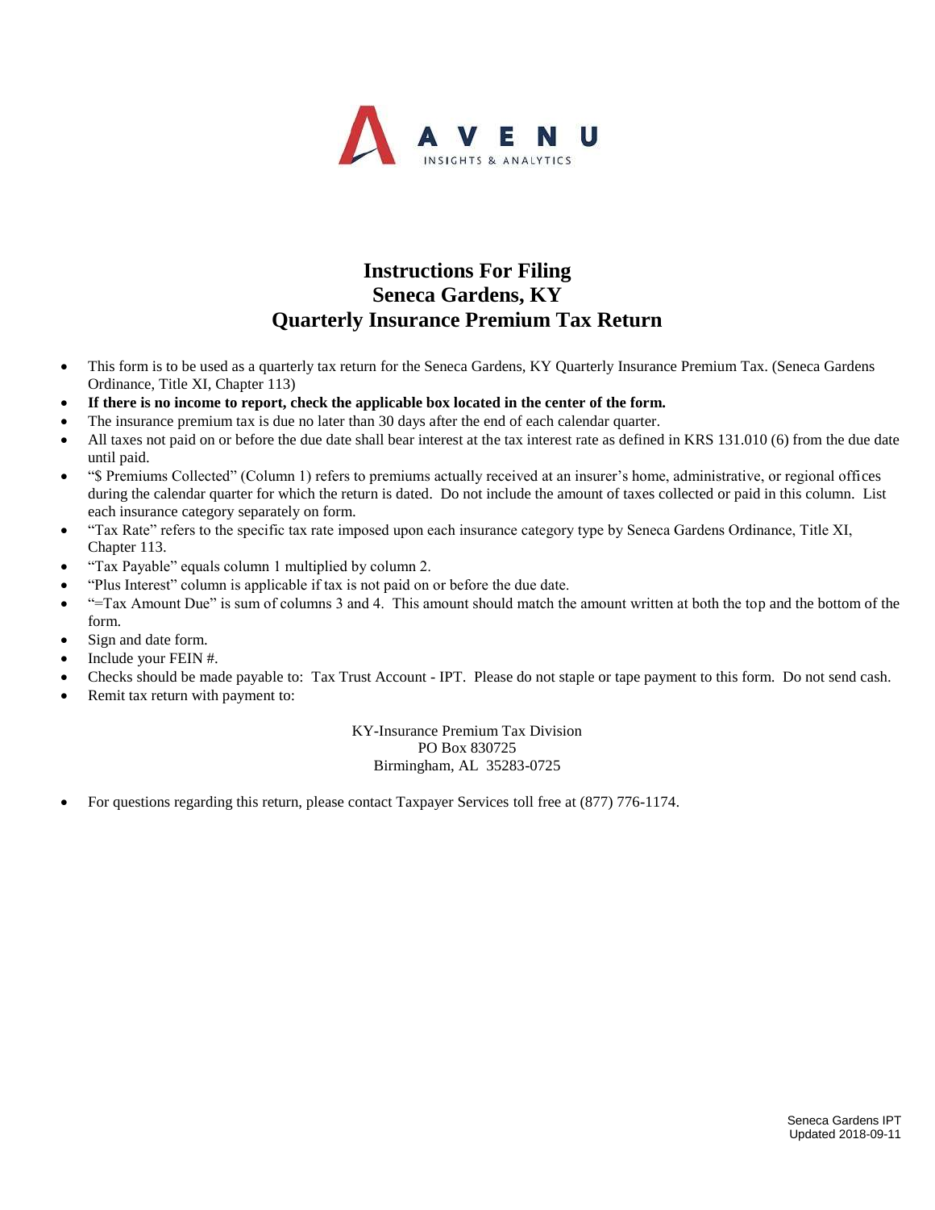# Instructions For Filing
# Seneca Gardens, KY
# Quarterly Insurance Premium Tax Return

- This form is to be used as a quarterly tax return for the Seneca Gardens, KY Quarterly Insurance Premium Tax. (Seneca Gardens Ordinance, Title XI, Chapter 113)
- **If there is no income to report, check the applicable box located in the center of the form.**
- The insurance premium tax is due no later than 30 days after the end of each calendar quarter.
- All taxes not paid on or before the due date shall bear interest at the tax interest rate as defined in KRS 131.010 (6) from the due date until paid.
- "$ Premiums Collected" (Column 1) refers to premiums actually received at an insurer's home, administrative, or regional offices during the calendar quarter for which the return is dated. Do not include the amount of taxes collected or paid in this column. List each insurance category separately on form.
- "Tax Rate" refers to the specific tax rate imposed upon each insurance category type by Seneca Gardens Ordinance, Title XI, Chapter 113.
- "Tax Payable" equals column 1 multiplied by column 2.
- "Plus Interest" column is applicable if tax is not paid on or before the due date.
- "=Tax Amount Due" is sum of columns 3 and 4. This amount should match the amount written at both the top and the bottom of the form.
- Sign and date form.
- Include your FEIN #.
- Checks should be made payable to: Tax Trust Account - IPT. Please do not staple or tape payment to this form. Do not send cash.
- Remit tax return with payment to:

KY-Insurance Premium Tax Division
PO Box 830725
Birmingham, AL 35283-0725

- For questions regarding this return, please contact Taxpayer Services toll free at (877) 776-1174.

Seneca Gardens IPT
Updated 2018-09-11